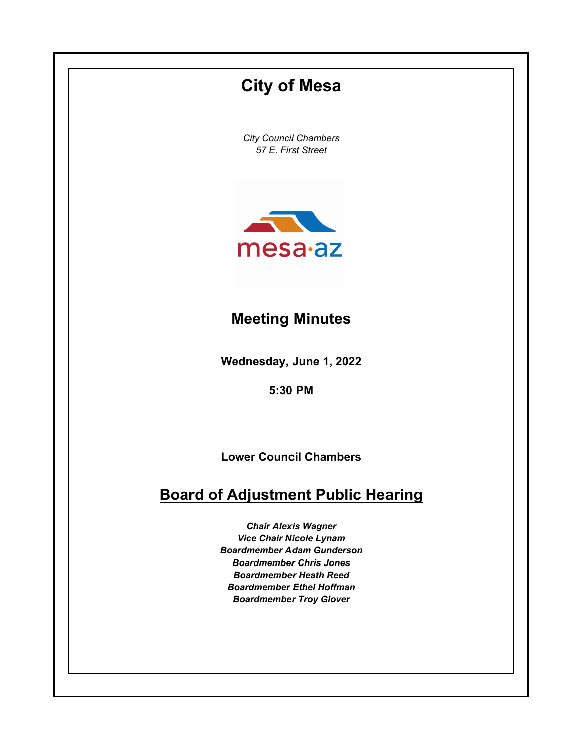# City of Mesa

*City Council Chambers*
*57 E. First Street*

mesa·az

## Meeting Minutes

**Wednesday, June 1, 2022**

**5:30 PM**

**Lower Council Chambers**

## Board of Adjustment Public Hearing

***Chair Alexis Wagner***
***Vice Chair Nicole Lynam***
***Boardmember Adam Gunderson***
***Boardmember Chris Jones***
***Boardmember Heath Reed***
***Boardmember Ethel Hoffman***
***Boardmember Troy Glover***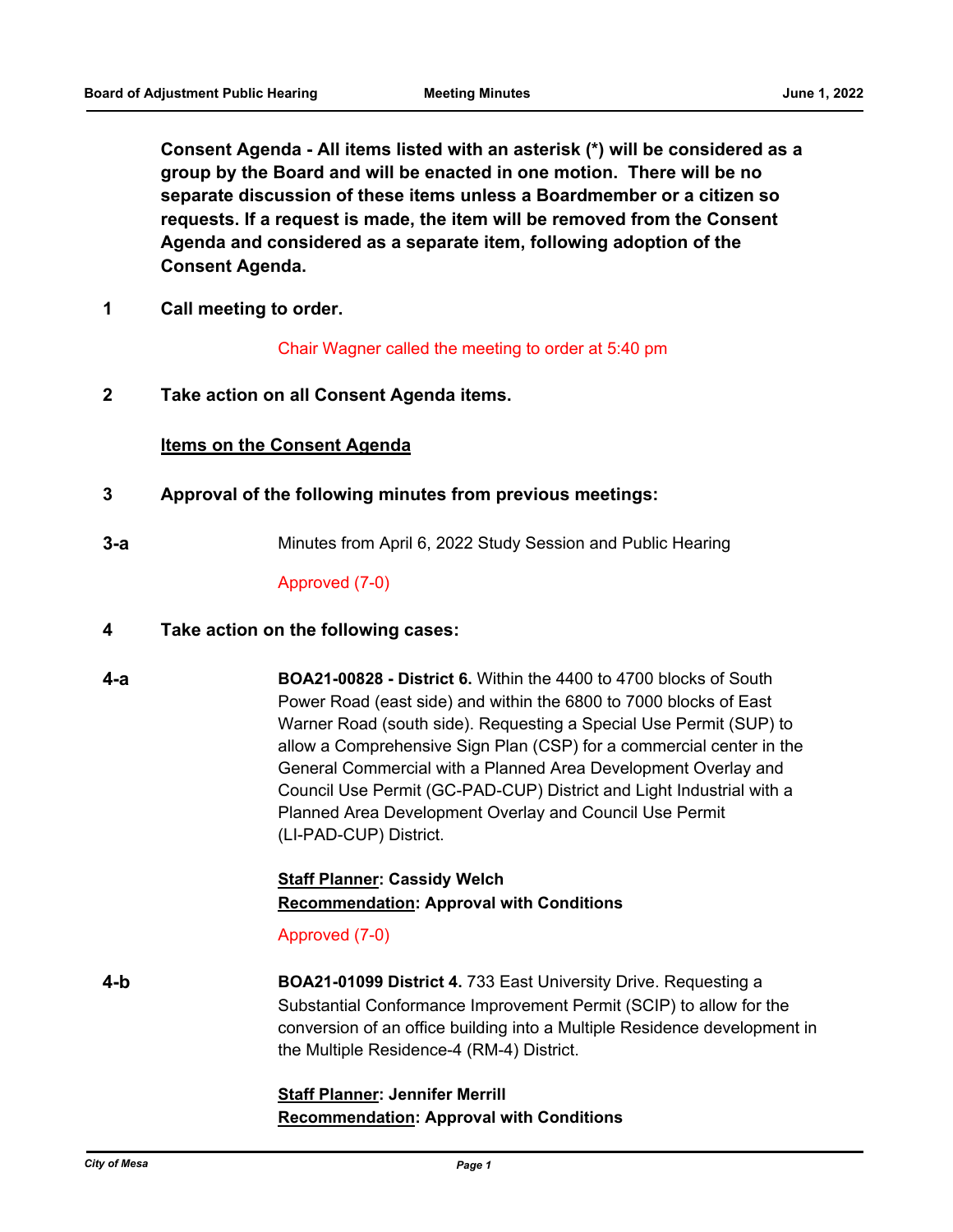**Consent Agenda - All items listed with an asterisk (*) will be considered as a group by the Board and will be enacted in one motion. There will be no separate discussion of these items unless a Boardmember or a citizen so requests. If a request is made, the item will be removed from the Consent Agenda and considered as a separate item, following adoption of the Consent Agenda.**

**1 Call meeting to order.**

Chair Wagner called the meeting to order at 5:40 pm

**2 Take action on all Consent Agenda items.**

**Items on the Consent Agenda**

**3 Approval of the following minutes from previous meetings:**

**3-a** Minutes from April 6, 2022 Study Session and Public Hearing

Approved (7-0)

**4 Take action on the following cases:**

**4-a** **BOA21-00828 - District 6.** Within the 4400 to 4700 blocks of South Power Road (east side) and within the 6800 to 7000 blocks of East Warner Road (south side). Requesting a Special Use Permit (SUP) to allow a Comprehensive Sign Plan (CSP) for a commercial center in the General Commercial with a Planned Area Development Overlay and Council Use Permit (GC-PAD-CUP) District and Light Industrial with a Planned Area Development Overlay and Council Use Permit (LI-PAD-CUP) District.

**Staff Planner: Cassidy Welch**
**Recommendation: Approval with Conditions**

Approved (7-0)

**4-b** **BOA21-01099 District 4.** 733 East University Drive. Requesting a Substantial Conformance Improvement Permit (SCIP) to allow for the conversion of an office building into a Multiple Residence development in the Multiple Residence-4 (RM-4) District.

**Staff Planner: Jennifer Merrill**
**Recommendation: Approval with Conditions**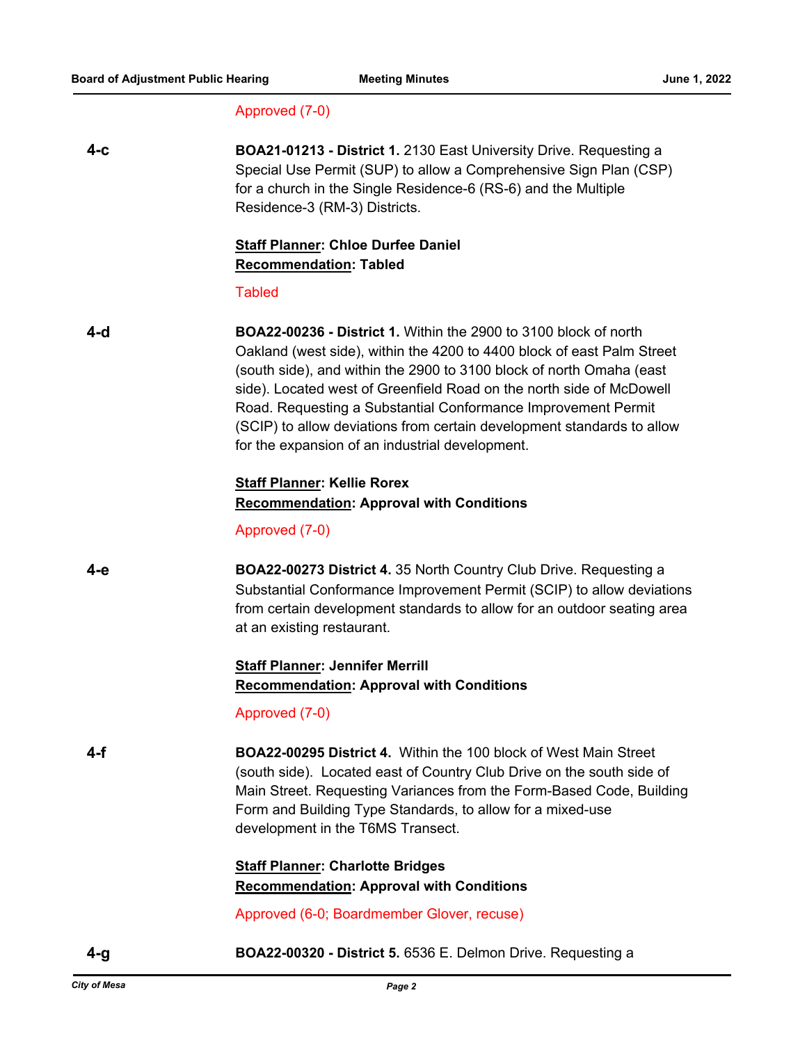Approved (7-0)

**4-c** **BOA21-01213 - District 1.** 2130 East University Drive. Requesting a Special Use Permit (SUP) to allow a Comprehensive Sign Plan (CSP) for a church in the Single Residence-6 (RS-6) and the Multiple Residence-3 (RM-3) Districts.

**Staff Planner: Chloe Durfee Daniel**
**Recommendation: Tabled**

Tabled

**4-d** **BOA22-00236 - District 1.** Within the 2900 to 3100 block of north Oakland (west side), within the 4200 to 4400 block of east Palm Street (south side), and within the 2900 to 3100 block of north Omaha (east side). Located west of Greenfield Road on the north side of McDowell Road. Requesting a Substantial Conformance Improvement Permit (SCIP) to allow deviations from certain development standards to allow for the expansion of an industrial development.

**Staff Planner: Kellie Rorex**
**Recommendation: Approval with Conditions**

Approved (7-0)

**4-e** **BOA22-00273 District 4.** 35 North Country Club Drive. Requesting a Substantial Conformance Improvement Permit (SCIP) to allow deviations from certain development standards to allow for an outdoor seating area at an existing restaurant.

**Staff Planner: Jennifer Merrill**
**Recommendation: Approval with Conditions**

Approved (7-0)

**4-f** **BOA22-00295 District 4.** Within the 100 block of West Main Street (south side). Located east of Country Club Drive on the south side of Main Street. Requesting Variances from the Form-Based Code, Building Form and Building Type Standards, to allow for a mixed-use development in the T6MS Transect.

**Staff Planner: Charlotte Bridges**
**Recommendation: Approval with Conditions**

Approved (6-0; Boardmember Glover, recuse)

**4-g** **BOA22-00320 - District 5.** 6536 E. Delmon Drive. Requesting a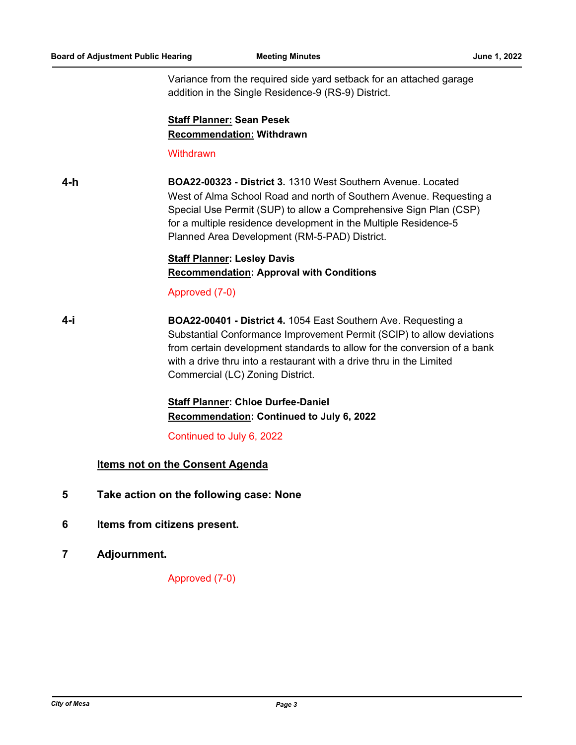Variance from the required side yard setback for an attached garage addition in the Single Residence-9 (RS-9) District.

**Staff Planner: Sean Pesek**
**Recommendation: Withdrawn**

Withdrawn

**4-h** **BOA22-00323 - District 3.** 1310 West Southern Avenue. Located West of Alma School Road and north of Southern Avenue. Requesting a Special Use Permit (SUP) to allow a Comprehensive Sign Plan (CSP) for a multiple residence development in the Multiple Residence-5 Planned Area Development (RM-5-PAD) District.

**Staff Planner: Lesley Davis**
**Recommendation: Approval with Conditions**

Approved (7-0)

**4-i** **BOA22-00401 - District 4.** 1054 East Southern Ave. Requesting a Substantial Conformance Improvement Permit (SCIP) to allow deviations from certain development standards to allow for the conversion of a bank with a drive thru into a restaurant with a drive thru in the Limited Commercial (LC) Zoning District.

**Staff Planner: Chloe Durfee-Daniel**
**Recommendation: Continued to July 6, 2022**

Continued to July 6, 2022

**Items not on the Consent Agenda**

**5 Take action on the following case: None**

**6 Items from citizens present.**

**7 Adjournment.**

Approved (7-0)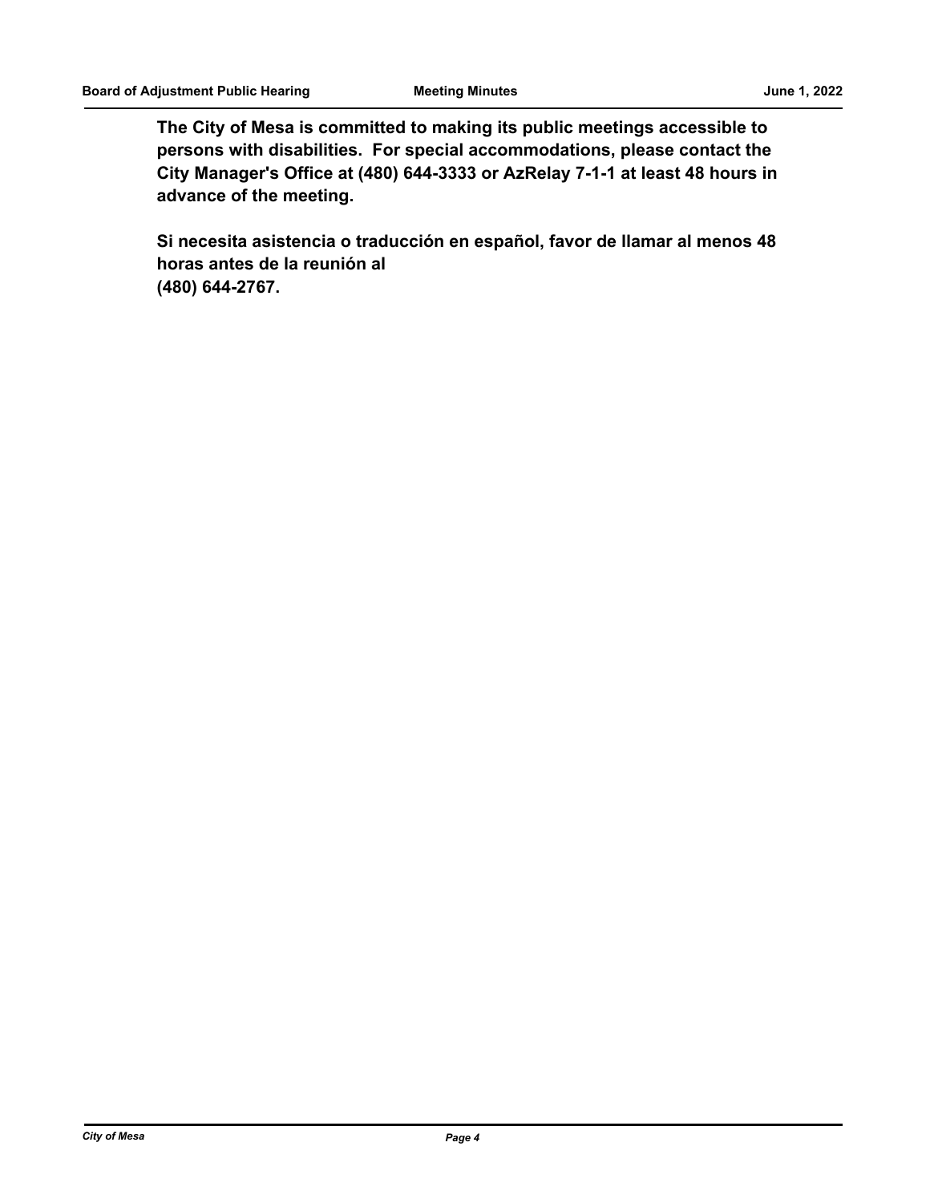**The City of Mesa is committed to making its public meetings accessible to persons with disabilities. For special accommodations, please contact the City Manager's Office at (480) 644-3333 or AzRelay 7-1-1 at least 48 hours in advance of the meeting.**

**Si necesita asistencia o traducción en español, favor de llamar al menos 48 horas antes de la reunión al (480) 644-2767.**